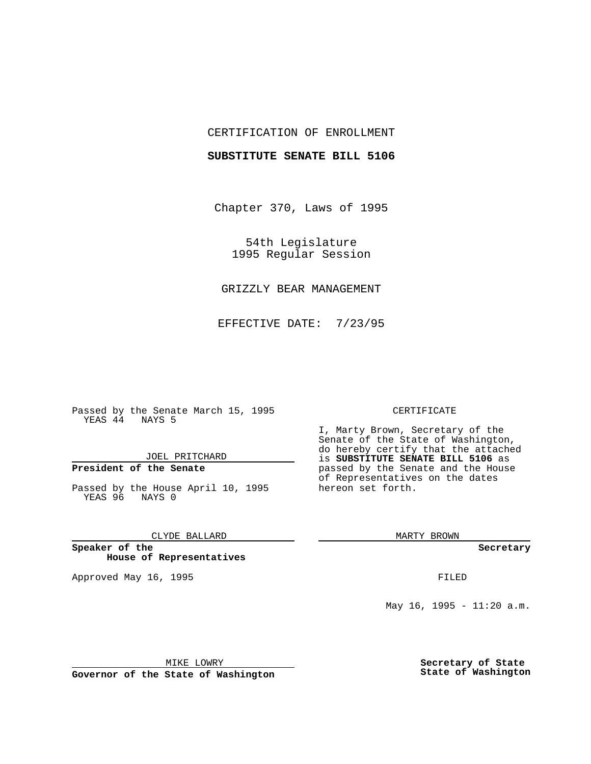CERTIFICATION OF ENROLLMENT

**SUBSTITUTE SENATE BILL 5106**

Chapter 370, Laws of 1995

54th Legislature
1995 Regular Session

GRIZZLY BEAR MANAGEMENT

EFFECTIVE DATE: 7/23/95

Passed by the Senate March 15, 1995
YEAS 44 NAYS 5

JOEL PRITCHARD

**President of the Senate**

Passed by the House April 10, 1995
YEAS 96 NAYS 0

CLYDE BALLARD

**Speaker of the House of Representatives**

Approved May 16, 1995

MIKE LOWRY

**Governor of the State of Washington**

CERTIFICATE

I, Marty Brown, Secretary of the Senate of the State of Washington, do hereby certify that the attached is **SUBSTITUTE SENATE BILL 5106** as passed by the Senate and the House of Representatives on the dates hereon set forth.

MARTY BROWN

**Secretary**

FILED

May 16, 1995 - 11:20 a.m.

**Secretary of State**
**State of Washington**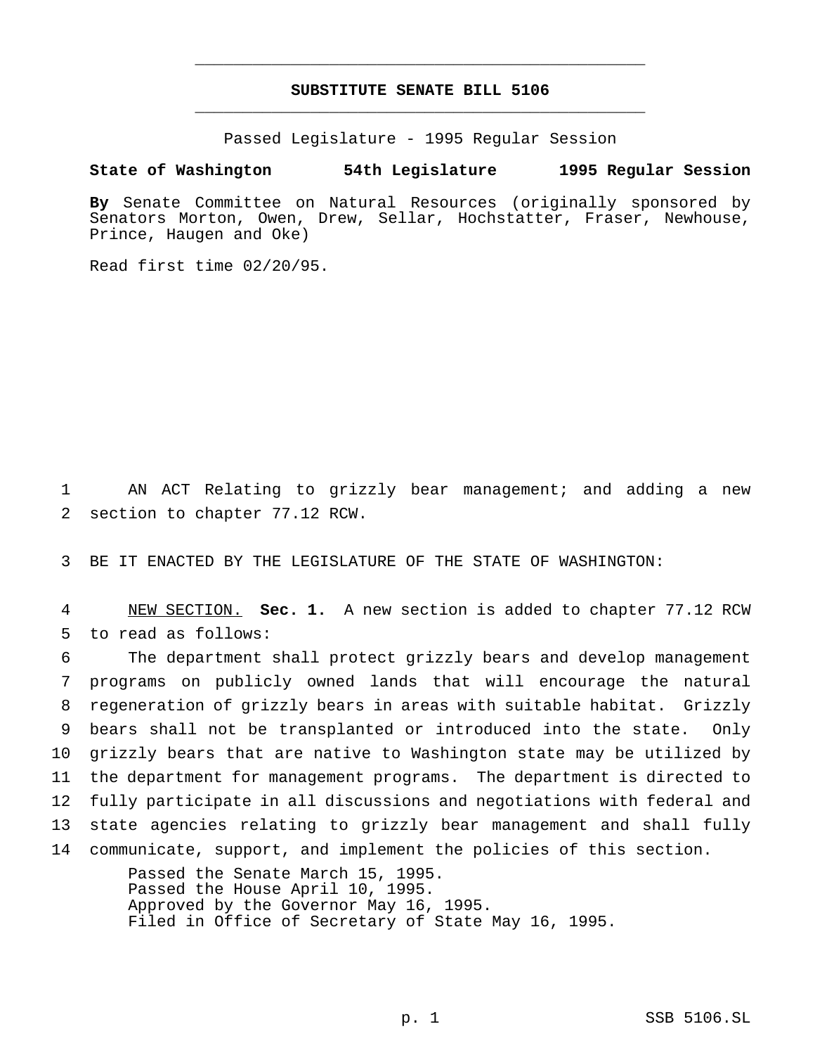# SUBSTITUTE SENATE BILL 5106

Passed Legislature - 1995 Regular Session

**State of Washington 54th Legislature 1995 Regular Session**

**By** Senate Committee on Natural Resources (originally sponsored by Senators Morton, Owen, Drew, Sellar, Hochstatter, Fraser, Newhouse, Prince, Haugen and Oke)

Read first time 02/20/95.

AN ACT Relating to grizzly bear management; and adding a new section to chapter 77.12 RCW.

BE IT ENACTED BY THE LEGISLATURE OF THE STATE OF WASHINGTON:

NEW SECTION. **Sec. 1.** A new section is added to chapter 77.12 RCW to read as follows:

The department shall protect grizzly bears and develop management programs on publicly owned lands that will encourage the natural regeneration of grizzly bears in areas with suitable habitat. Grizzly bears shall not be transplanted or introduced into the state. Only grizzly bears that are native to Washington state may be utilized by the department for management programs. The department is directed to fully participate in all discussions and negotiations with federal and state agencies relating to grizzly bear management and shall fully communicate, support, and implement the policies of this section.

Passed the Senate March 15, 1995.
Passed the House April 10, 1995.
Approved by the Governor May 16, 1995.
Filed in Office of Secretary of State May 16, 1995.